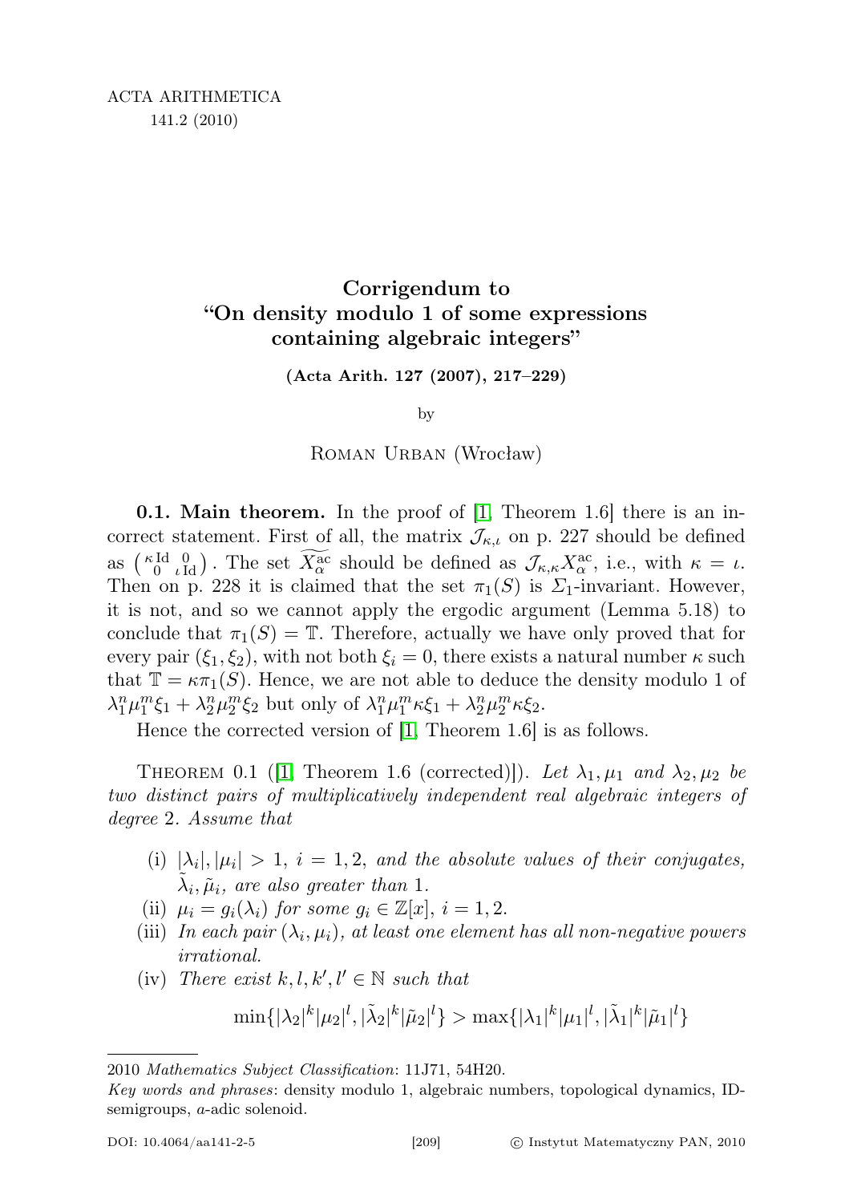# Corrigendum to "On density modulo 1 of some expressions containing algebraic integers"

**(Acta Arith. 127 (2007), 217–229)**

by

Roman Urban (Wrocław)

**0.1. Main theorem.** In the proof of [1, Theorem 1.6] there is an incorrect statement. First of all, the matrix $\mathcal{J}_{\kappa,\iota}$ on p. 227 should be defined as $\left(\begin{smallmatrix} \kappa \mathrm{Id} & 0 \\ 0 & \iota \mathrm{Id} \end{smallmatrix}\right)$. The set $\widetilde{X_\alpha^{\mathrm{ac}}}$ should be defined as $\mathcal{J}_{\kappa,\kappa} X_\alpha^{\mathrm{ac}}$, i.e., with $\kappa = \iota$. Then on p. 228 it is claimed that the set $\pi_1(S)$ is $\Sigma_1$-invariant. However, it is not, and so we cannot apply the ergodic argument (Lemma 5.18) to conclude that $\pi_1(S) = \mathbb{T}$. Therefore, actually we have only proved that for every pair $(\xi_1, \xi_2)$, with not both $\xi_i = 0$, there exists a natural number $\kappa$ such that $\mathbb{T} = \kappa \pi_1(S)$. Hence, we are not able to deduce the density modulo 1 of $\lambda_1^n \mu_1^m \xi_1 + \lambda_2^n \mu_2^m \xi_2$ but only of $\lambda_1^n \mu_1^m \kappa \xi_1 + \lambda_2^n \mu_2^m \kappa \xi_2$.

Hence the corrected version of [1, Theorem 1.6] is as follows.

Theorem 0.1 ([1, Theorem 1.6 (corrected)]). *Let $\lambda_1, \mu_1$ and $\lambda_2, \mu_2$ be two distinct pairs of multiplicatively independent real algebraic integers of degree 2. Assume that*

(i) $|\lambda_i|, |\mu_i| > 1$, $i = 1, 2$, *and the absolute values of their conjugates, $\tilde{\lambda}_i, \tilde{\mu}_i$, are also greater than 1.*

(ii) $\mu_i = g_i(\lambda_i)$ *for some* $g_i \in \mathbb{Z}[x]$, $i = 1, 2$.

(iii) *In each pair $(\lambda_i, \mu_i)$, at least one element has all non-negative powers irrational.*

(iv) *There exist $k, l, k', l' \in \mathbb{N}$ such that*

$$\min\{|\lambda_2|^k |\mu_2|^l, |\tilde{\lambda}_2|^k |\tilde{\mu}_2|^l\} > \max\{|\lambda_1|^k |\mu_1|^l, |\tilde{\lambda}_1|^k |\tilde{\mu}_1|^l\}$$

2010 *Mathematics Subject Classification*: 11J71, 54H20.

*Key words and phrases*: density modulo 1, algebraic numbers, topological dynamics, ID-semigroups, $a$-adic solenoid.

DOI: 10.4064/aa141-2-5 © Instytut Matematyczny PAN, 2010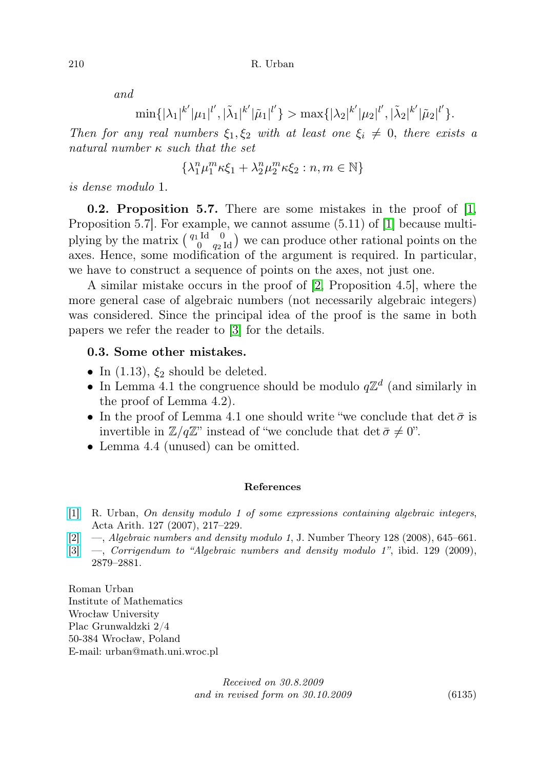*and*

$$\min\{|\lambda_1|^{k'}|\mu_1|^{l'}, |\tilde{\lambda}_1|^{k'}|\tilde{\mu}_1|^{l'}\} > \max\{|\lambda_2|^{k'}|\mu_2|^{l'}, |\tilde{\lambda}_2|^{k'}|\tilde{\mu}_2|^{l'}\}.$$

*Then for any real numbers $\xi_1, \xi_2$ with at least one $\xi_i \neq 0$, there exists a natural number $\kappa$ such that the set*

$$\{\lambda_1^n \mu_1^m \kappa \xi_1 + \lambda_2^n \mu_2^m \kappa \xi_2 : n, m \in \mathbb{N}\}$$

*is dense modulo* 1.

**0.2. Proposition 5.7.** There are some mistakes in the proof of [1, Proposition 5.7]. For example, we cannot assume (5.11) of [1] because multiplying by the matrix $\left(\begin{smallmatrix} q_1 \mathrm{Id} & 0 \\ 0 & q_2 \mathrm{Id} \end{smallmatrix}\right)$ we can produce other rational points on the axes. Hence, some modification of the argument is required. In particular, we have to construct a sequence of points on the axes, not just one.

A similar mistake occurs in the proof of [2, Proposition 4.5], where the more general case of algebraic numbers (not necessarily algebraic integers) was considered. Since the principal idea of the proof is the same in both papers we refer the reader to [3] for the details.

**0.3. Some other mistakes.**

- In (1.13), $\xi_2$ should be deleted.
- In Lemma 4.1 the congruence should be modulo $q\mathbb{Z}^d$ (and similarly in the proof of Lemma 4.2).
- In the proof of Lemma 4.1 one should write "we conclude that $\det \bar{\sigma}$ is invertible in $\mathbb{Z}/q\mathbb{Z}$" instead of "we conclude that $\det \bar{\sigma} \neq 0$".
- Lemma 4.4 (unused) can be omitted.

#### References

[1] R. Urban, *On density modulo 1 of some expressions containing algebraic integers*, Acta Arith. 127 (2007), 217–229.

[2] —, *Algebraic numbers and density modulo 1*, J. Number Theory 128 (2008), 645–661.

[3] —, *Corrigendum to "Algebraic numbers and density modulo 1"*, ibid. 129 (2009), 2879–2881.

Roman Urban
Institute of Mathematics
Wrocław University
Plac Grunwaldzki 2/4
50-384 Wrocław, Poland
E-mail: urban@math.uni.wroc.pl

*Received on 30.8.2009*
*and in revised form on 30.10.2009* (6135)